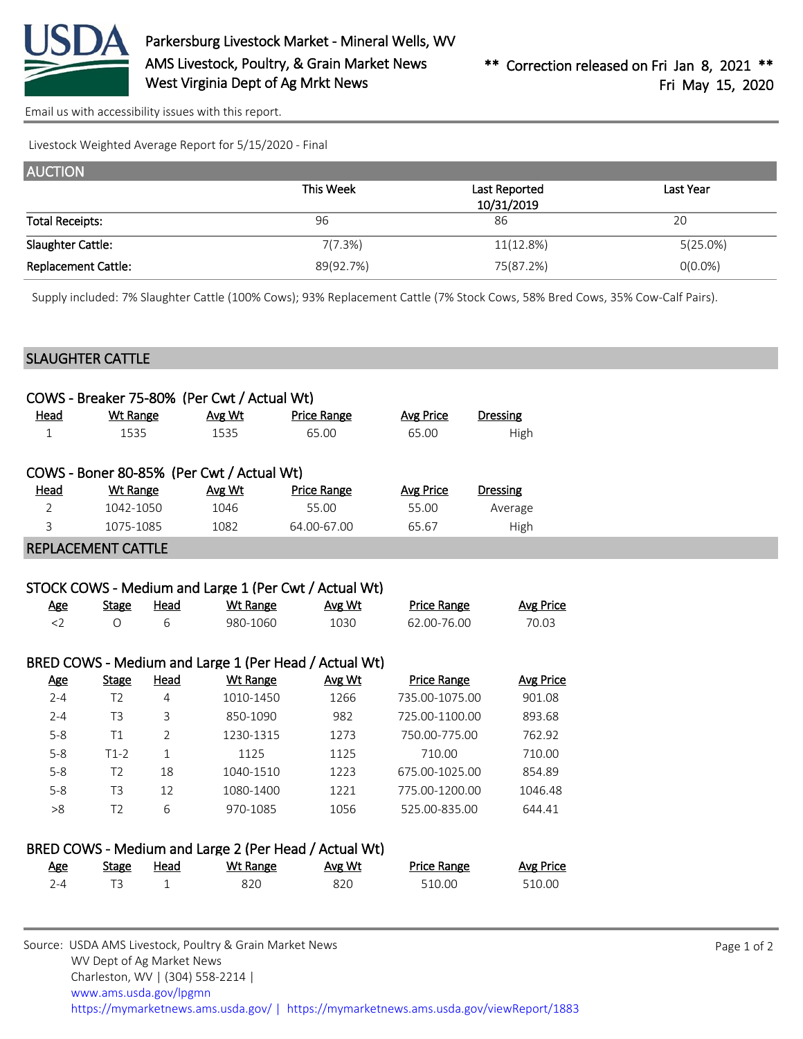Parkersburg Livestock Market - Mineral Wells, WV
AMS Livestock, Poultry, & Grain Market News
West Virginia Dept of Ag Mrkt News

** Correction released on Fri Jan 8, 2021 **
Fri May 15, 2020

Email us with accessibility issues with this report.

Livestock Weighted Average Report for 5/15/2020 - Final

## AUCTION

| | This Week | Last Reported 10/31/2019 | Last Year |
|---|---|---|---|
| Total Receipts: | 96 | 86 | 20 |
| Slaughter Cattle: | 7(7.3%) | 11(12.8%) | 5(25.0%) |
| Replacement Cattle: | 89(92.7%) | 75(87.2%) | 0(0.0%) |

Supply included: 7% Slaughter Cattle (100% Cows); 93% Replacement Cattle (7% Stock Cows, 58% Bred Cows, 35% Cow-Calf Pairs).

## SLAUGHTER CATTLE

### COWS - Breaker 75-80% (Per Cwt / Actual Wt)

| Head | Wt Range | Avg Wt | Price Range | Avg Price | Dressing |
|---|---|---|---|---|---|
| 1 | 1535 | 1535 | 65.00 | 65.00 | High |

### COWS - Boner 80-85% (Per Cwt / Actual Wt)

| Head | Wt Range | Avg Wt | Price Range | Avg Price | Dressing |
|---|---|---|---|---|---|
| 2 | 1042-1050 | 1046 | 55.00 | 55.00 | Average |
| 3 | 1075-1085 | 1082 | 64.00-67.00 | 65.67 | High |

## REPLACEMENT CATTLE

### STOCK COWS - Medium and Large 1 (Per Cwt / Actual Wt)

| Age | Stage | Head | Wt Range | Avg Wt | Price Range | Avg Price |
|---|---|---|---|---|---|---|
| <2 | O | 6 | 980-1060 | 1030 | 62.00-76.00 | 70.03 |

### BRED COWS - Medium and Large 1 (Per Head / Actual Wt)

| Age | Stage | Head | Wt Range | Avg Wt | Price Range | Avg Price |
|---|---|---|---|---|---|---|
| 2-4 | T2 | 4 | 1010-1450 | 1266 | 735.00-1075.00 | 901.08 |
| 2-4 | T3 | 3 | 850-1090 | 982 | 725.00-1100.00 | 893.68 |
| 5-8 | T1 | 2 | 1230-1315 | 1273 | 750.00-775.00 | 762.92 |
| 5-8 | T1-2 | 1 | 1125 | 1125 | 710.00 | 710.00 |
| 5-8 | T2 | 18 | 1040-1510 | 1223 | 675.00-1025.00 | 854.89 |
| 5-8 | T3 | 12 | 1080-1400 | 1221 | 775.00-1200.00 | 1046.48 |
| >8 | T2 | 6 | 970-1085 | 1056 | 525.00-835.00 | 644.41 |

### BRED COWS - Medium and Large 2 (Per Head / Actual Wt)

| Age | Stage | Head | Wt Range | Avg Wt | Price Range | Avg Price |
|---|---|---|---|---|---|---|
| 2-4 | T3 | 1 | 820 | 820 | 510.00 | 510.00 |

Source: USDA AMS Livestock, Poultry & Grain Market News
WV Dept of Ag Market News
Charleston, WV | (304) 558-2214 |
www.ams.usda.gov/lpgmn
https://mymarketnews.ams.usda.gov/ | https://mymarketnews.ams.usda.gov/viewReport/1883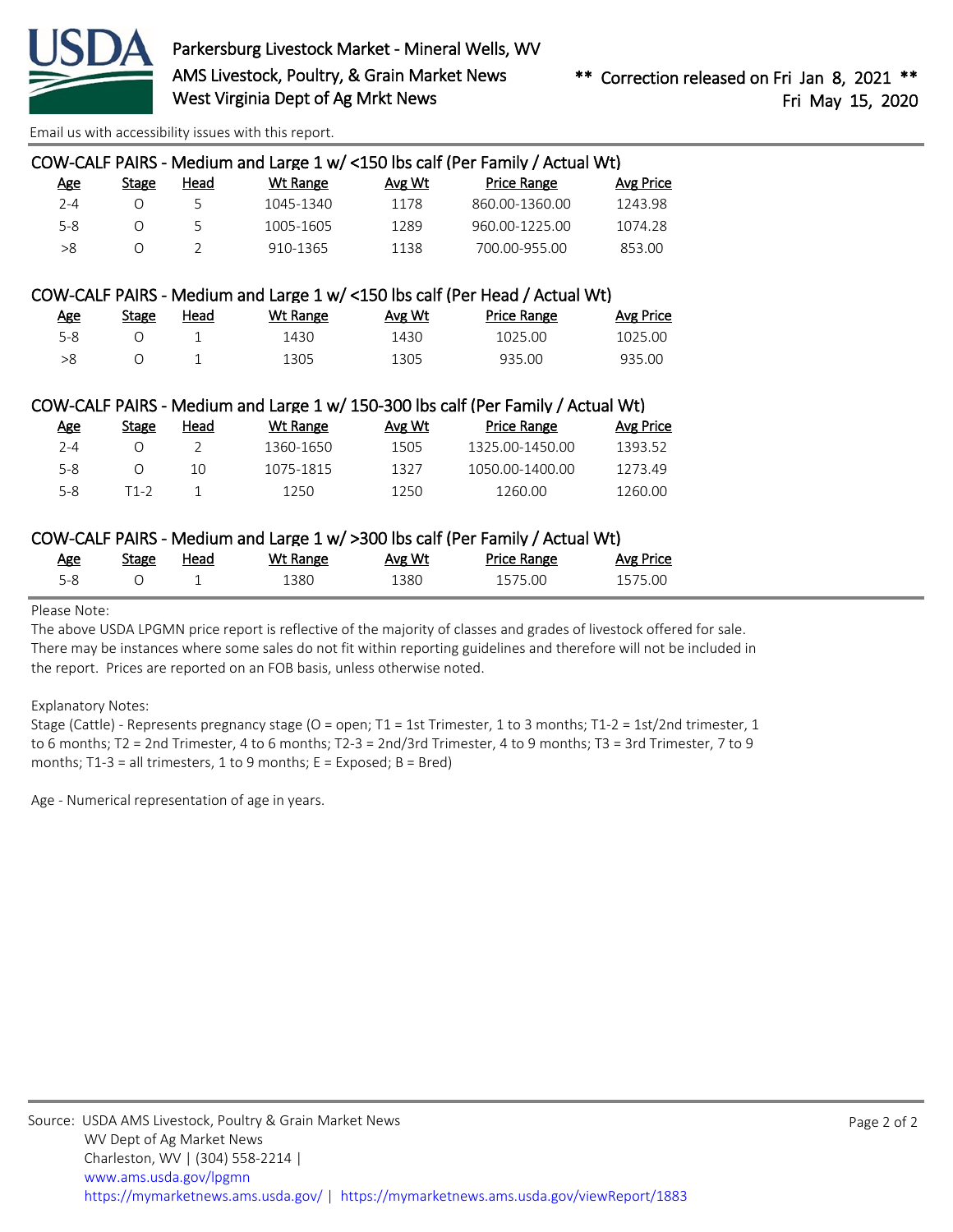Parkersburg Livestock Market - Mineral Wells, WV
AMS Livestock, Poultry, & Grain Market News
West Virginia Dept of Ag Mrkt News

** Correction released on Fri Jan 8, 2021 **
Fri May 15, 2020

Email us with accessibility issues with this report.

## COW-CALF PAIRS - Medium and Large 1 w/ <150 lbs calf (Per Family / Actual Wt)

| Age | Stage | Head | Wt Range | Avg Wt | Price Range | Avg Price |
|---|---|---|---|---|---|---|
| 2-4 | O | 5 | 1045-1340 | 1178 | 860.00-1360.00 | 1243.98 |
| 5-8 | O | 5 | 1005-1605 | 1289 | 960.00-1225.00 | 1074.28 |
| >8 | O | 2 | 910-1365 | 1138 | 700.00-955.00 | 853.00 |

## COW-CALF PAIRS - Medium and Large 1 w/ <150 lbs calf (Per Head / Actual Wt)

| Age | Stage | Head | Wt Range | Avg Wt | Price Range | Avg Price |
|---|---|---|---|---|---|---|
| 5-8 | O | 1 | 1430 | 1430 | 1025.00 | 1025.00 |
| >8 | O | 1 | 1305 | 1305 | 935.00 | 935.00 |

## COW-CALF PAIRS - Medium and Large 1 w/ 150-300 lbs calf (Per Family / Actual Wt)

| Age | Stage | Head | Wt Range | Avg Wt | Price Range | Avg Price |
|---|---|---|---|---|---|---|
| 2-4 | O | 2 | 1360-1650 | 1505 | 1325.00-1450.00 | 1393.52 |
| 5-8 | O | 10 | 1075-1815 | 1327 | 1050.00-1400.00 | 1273.49 |
| 5-8 | T1-2 | 1 | 1250 | 1250 | 1260.00 | 1260.00 |

## COW-CALF PAIRS - Medium and Large 1 w/ >300 lbs calf (Per Family / Actual Wt)

| Age | Stage | Head | Wt Range | Avg Wt | Price Range | Avg Price |
|---|---|---|---|---|---|---|
| 5-8 | O | 1 | 1380 | 1380 | 1575.00 | 1575.00 |

Please Note:
The above USDA LPGMN price report is reflective of the majority of classes and grades of livestock offered for sale. There may be instances where some sales do not fit within reporting guidelines and therefore will not be included in the report. Prices are reported on an FOB basis, unless otherwise noted.

Explanatory Notes:
Stage (Cattle) - Represents pregnancy stage (O = open; T1 = 1st Trimester, 1 to 3 months; T1-2 = 1st/2nd trimester, 1 to 6 months; T2 = 2nd Trimester, 4 to 6 months; T2-3 = 2nd/3rd Trimester, 4 to 9 months; T3 = 3rd Trimester, 7 to 9 months; T1-3 = all trimesters, 1 to 9 months; E = Exposed; B = Bred)

Age - Numerical representation of age in years.

Source: USDA AMS Livestock, Poultry & Grain Market News
WV Dept of Ag Market News
Charleston, WV | (304) 558-2214 |
www.ams.usda.gov/lpgmn
https://mymarketnews.ams.usda.gov/ | https://mymarketnews.ams.usda.gov/viewReport/1883